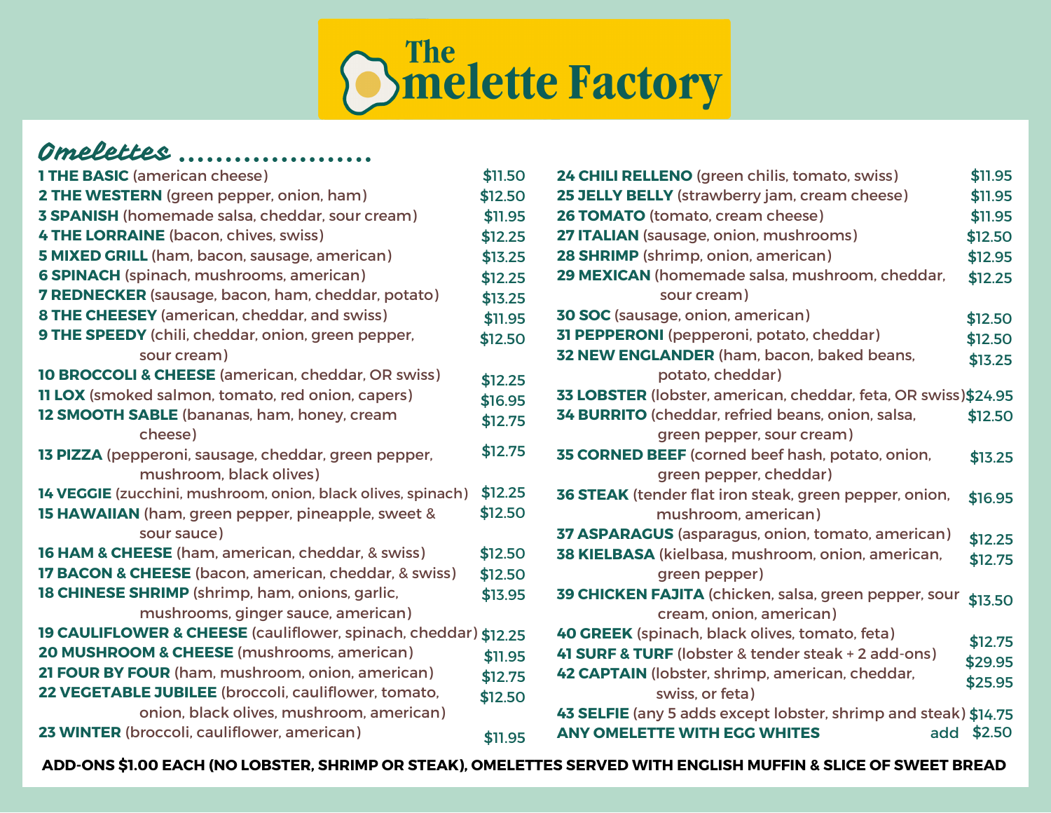# The Omelette Factory

## Omelettes

**1 THE BASIC** (american cheese) $11.50

**2 THE WESTERN** (green pepper, onion, ham) $12.50

**3 SPANISH** (homemade salsa, cheddar, sour cream) $11.95

**4 THE LORRAINE** (bacon, chives, swiss) $12.25

**5 MIXED GRILL** (ham, bacon, sausage, american) $13.25

**6 SPINACH** (spinach, mushrooms, american) $12.25

**7 REDNECKER** (sausage, bacon, ham, cheddar, potato) $13.25

**8 THE CHEESEY** (american, cheddar, and swiss) $11.95

**9 THE SPEEDY** (chili, cheddar, onion, green pepper, sour cream) $12.50

**10 BROCCOLI & CHEESE** (american, cheddar, OR swiss) $12.25

**11 LOX** (smoked salmon, tomato, red onion, capers) $16.95

**12 SMOOTH SABLE** (bananas, ham, honey, cream cheese) $12.75

**13 PIZZA** (pepperoni, sausage, cheddar, green pepper, mushroom, black olives) $12.75

**14 VEGGIE** (zucchini, mushroom, onion, black olives, spinach) $12.25

**15 HAWAIIAN** (ham, green pepper, pineapple, sweet & sour sauce) $12.50

**16 HAM & CHEESE** (ham, american, cheddar, & swiss) $12.50

**17 BACON & CHEESE** (bacon, american, cheddar, & swiss) $12.50

**18 CHINESE SHRIMP** (shrimp, ham, onions, garlic, mushrooms, ginger sauce, american) $13.95

**19 CAULIFLOWER & CHEESE** (cauliflower, spinach, cheddar) $12.25

**20 MUSHROOM & CHEESE** (mushrooms, american) $11.95

**21 FOUR BY FOUR** (ham, mushroom, onion, american) $12.75

**22 VEGETABLE JUBILEE** (broccoli, cauliflower, tomato, onion, black olives, mushroom, american) $12.50

**23 WINTER** (broccoli, cauliflower, american) $11.95

**24 CHILI RELLENO** (green chilis, tomato, swiss) $11.95

**25 JELLY BELLY** (strawberry jam, cream cheese) $11.95

**26 TOMATO** (tomato, cream cheese) $11.95

**27 ITALIAN** (sausage, onion, mushrooms) $12.50

**28 SHRIMP** (shrimp, onion, american) $12.95

**29 MEXICAN** (homemade salsa, mushroom, cheddar, sour cream) $12.25

**30 SOC** (sausage, onion, american) $12.50

**31 PEPPERONI** (pepperoni, potato, cheddar) $12.50

**32 NEW ENGLANDER** (ham, bacon, baked beans, potato, cheddar) $13.25

**33 LOBSTER** (lobster, american, cheddar, feta, OR swiss) $24.95

**34 BURRITO** (cheddar, refried beans, onion, salsa, green pepper, sour cream) $12.50

**35 CORNED BEEF** (corned beef hash, potato, onion, green pepper, cheddar) $13.25

**36 STEAK** (tender flat iron steak, green pepper, onion, mushroom, american) $16.95

**37 ASPARAGUS** (asparagus, onion, tomato, american) $12.25

**38 KIELBASA** (kielbasa, mushroom, onion, american, green pepper) $12.75

**39 CHICKEN FAJITA** (chicken, salsa, green pepper, sour cream, onion, american) $13.50

**40 GREEK** (spinach, black olives, tomato, feta) $12.75

**41 SURF & TURF** (lobster & tender steak + 2 add-ons) $29.95

**42 CAPTAIN** (lobster, shrimp, american, cheddar, swiss, or feta) $25.95

**43 SELFIE** (any 5 adds except lobster, shrimp and steak) $14.75

**ANY OMELETTE WITH EGG WHITES** add $2.50

**ADD-ONS $1.00 EACH (NO LOBSTER, SHRIMP OR STEAK), OMELETTES SERVED WITH ENGLISH MUFFIN & SLICE OF SWEET BREAD**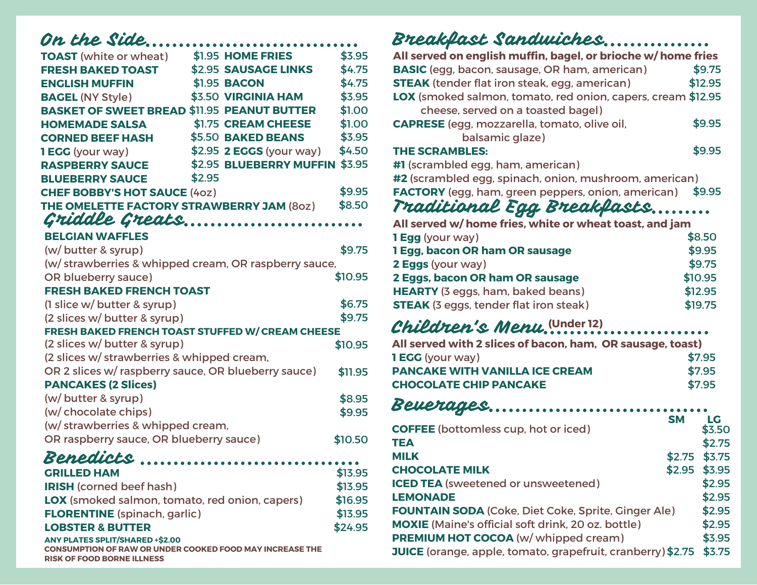## On the Side

| | |
|---|---|
| **TOAST** (white or wheat) | $1.95 |
| **FRESH BAKED TOAST** | $2.95 |
| **ENGLISH MUFFIN** | $1.95 |
| **BAGEL** (NY Style) | $3.50 |
| **BASKET OF SWEET BREAD** | $11.95 |
| **HOMEMADE SALSA** | $1.75 |
| **CORNED BEEF HASH** | $5.50 |
| **1 EGG** (your way) | $2.95 |
| **RASPBERRY SAUCE** | $2.95 |
| **BLUEBERRY SAUCE** | $2.95 |
| **HOME FRIES** | $3.95 |
| **SAUSAGE LINKS** | $4.75 |
| **BACON** | $4.75 |
| **VIRGINIA HAM** | $3.95 |
| **PEANUT BUTTER** | $1.00 |
| **CREAM CHEESE** | $1.00 |
| **BAKED BEANS** | $3.95 |
| **2 EGGS** (your way) | $4.50 |
| **BLUEBERRY MUFFIN** | $3.95 |
| **CHEF BOBBY'S HOT SAUCE** (4oz) | $9.95 |
| **THE OMELETTE FACTORY STRAWBERRY JAM** (8oz) | $8.50 |

## Griddle Greats

**BELGIAN WAFFLES**

| | |
|---|---|
| (w/ butter & syrup) | $9.75 |
| (w/ strawberries & whipped cream, OR raspberry sauce, OR blueberry sauce) | $10.95 |

**FRESH BAKED FRENCH TOAST**

| | |
|---|---|
| (1 slice w/ butter & syrup) | $6.75 |
| (2 slices w/ butter & syrup) | $9.75 |

**FRESH BAKED FRENCH TOAST STUFFED W/ CREAM CHEESE**

| | |
|---|---|
| (2 slices w/ butter & syrup) | $10.95 |
| (2 slices w/ strawberries & whipped cream, OR 2 slices w/ raspberry sauce, OR blueberry sauce) | $11.95 |

**PANCAKES (2 Slices)**

| | |
|---|---|
| (w/ butter & syrup) | $8.95 |
| (w/ chocolate chips) | $9.95 |
| (w/ strawberries & whipped cream, OR raspberry sauce, OR blueberry sauce) | $10.50 |

## Benedicts

| | |
|---|---|
| **GRILLED HAM** | $13.95 |
| **IRISH** (corned beef hash) | $13.95 |
| **LOX** (smoked salmon, tomato, red onion, capers) | $16.95 |
| **FLORENTINE** (spinach, garlic) | $13.95 |
| **LOBSTER & BUTTER** | $24.95 |

ANY PLATES SPLIT/SHARED +$2.00

CONSUMPTION OF RAW OR UNDER COOKED FOOD MAY INCREASE THE RISK OF FOOD BORNE ILLNESS

## Breakfast Sandwiches

**All served on english muffin, bagel, or brioche w/ home fries**

| | |
|---|---|
| **BASIC** (egg, bacon, sausage, OR ham, american) | $9.75 |
| **STEAK** (tender flat iron steak, egg, american) | $12.95 |
| **LOX** (smoked salmon, tomato, red onion, capers, cream cheese, served on a toasted bagel) | $12.95 |
| **CAPRESE** (egg, mozzarella, tomato, olive oil, balsamic glaze) | $9.95 |
| **THE SCRAMBLES:** | $9.95 |
| **#1** (scrambled egg, ham, american) | |
| **#2** (scrambled egg, spinach, onion, mushroom, american) | |
| **FACTORY** (egg, ham, green peppers, onion, american) | $9.95 |

## Traditional Egg Breakfasts

**All served w/ home fries, white or wheat toast, and jam**

| | |
|---|---|
| **1 Egg** (your way) | $8.50 |
| **1 Egg, bacon OR ham OR sausage** | $9.95 |
| **2 Eggs** (your way) | $9.75 |
| **2 Eggs, bacon OR ham OR sausage** | $10.95 |
| **HEARTY** (3 eggs, ham, baked beans) | $12.95 |
| **STEAK** (3 eggs, tender flat iron steak) | $19.75 |

## Children's Menu (Under 12)

**All served with 2 slices of bacon, ham, OR sausage, toast)**

| | |
|---|---|
| **1 EGG** (your way) | $7.95 |
| **PANCAKE WITH VANILLA ICE CREAM** | $7.95 |
| **CHOCOLATE CHIP PANCAKE** | $7.95 |

## Beverages

| | SM | LG |
|---|---|---|
| **COFFEE** (bottomless cup, hot or iced) | | $3.50 |
| **TEA** | | $2.75 |
| **MILK** | $2.75 | $3.75 |
| **CHOCOLATE MILK** | $2.95 | $3.95 |
| **ICED TEA** (sweetened or unsweetened) | | $2.95 |
| **LEMONADE** | | $2.95 |
| **FOUNTAIN SODA** (Coke, Diet Coke, Sprite, Ginger Ale) | | $2.95 |
| **MOXIE** (Maine's official soft drink, 20 oz. bottle) | | $2.95 |
| **PREMIUM HOT COCOA** (w/ whipped cream) | | $3.95 |
| **JUICE** (orange, apple, tomato, grapefruit, cranberry) | $2.75 | $3.75 |